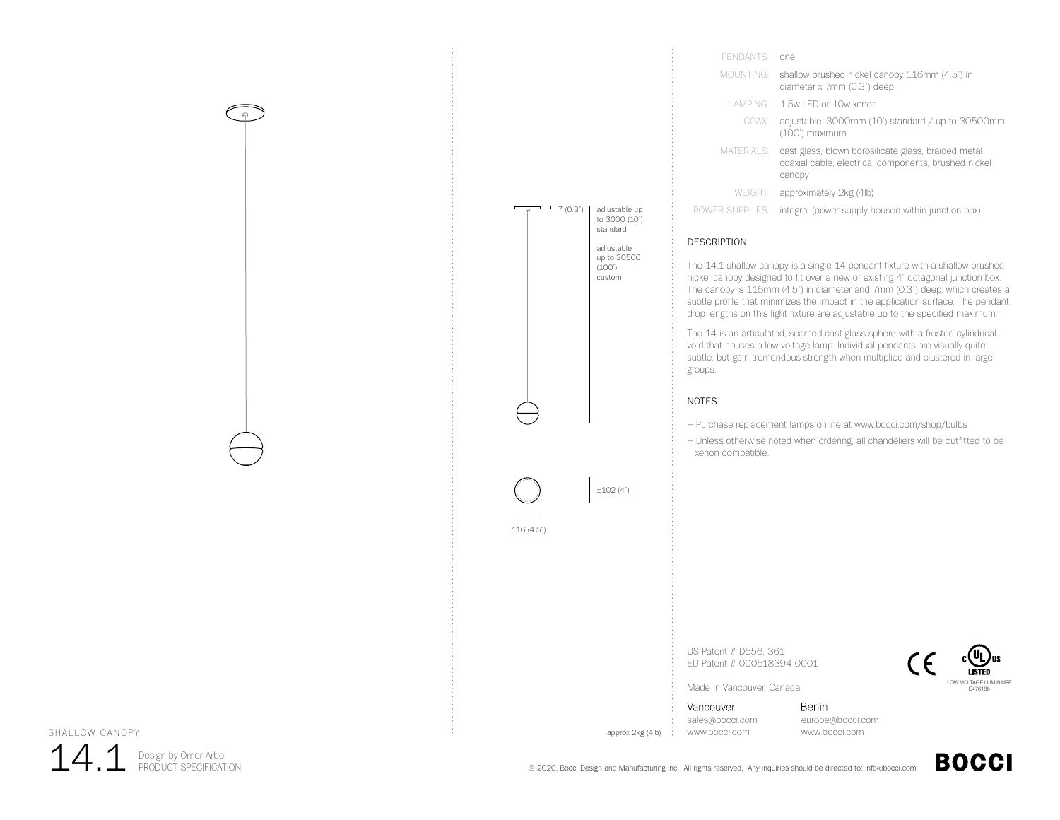7 (0.3")

adjustable up to 3000 (10') standard

adjustable up to 30500 (100') custom

±102 (4")

116 (4.5")

approx 2kg (4lb)

| | |
|---|---|
| PENDANTS: | one |
| MOUNTING: | shallow brushed nickel canopy 116mm (4.5") in diameter x 7mm (0.3") deep |
| LAMPING: | 1.5w LED or 10w xenon |
| COAX: | adjustable. 3000mm (10') standard / up to 30500mm (100') maximum |
| MATERIALS: | cast glass, blown borosilicate glass, braided metal coaxial cable, electrical components, brushed nickel canopy |
| WEIGHT: | approximately 2kg (4lb) |
| POWER SUPPLIES: | integral (power supply housed within junction box). |

## DESCRIPTION

The 14.1 shallow canopy is a single 14 pendant fixture with a shallow brushed nickel canopy designed to fit over a new or existing 4" octagonal junction box. The canopy is 116mm (4.5") in diameter and 7mm (0.3") deep, which creates a subtle profile that minimizes the impact in the application surface. The pendant drop lengths on this light fixture are adjustable up to the specified maximum.

The 14 is an articulated, seamed cast glass sphere with a frosted cylindrical void that houses a low voltage lamp. Individual pendants are visually quite subtle, but gain tremendous strength when multiplied and clustered in large groups.

## NOTES

+ Purchase replacement lamps online at www.bocci.com/shop/bulbs
+ Unless otherwise noted when ordering, all chandeliers will be outfitted to be xenon compatible.

US Patent # D556, 361
EU Patent # 000518394-0001

Made in Vancouver, Canada

LOW VOLTAGE LUMINAIRE E476186

Vancouver
sales@bocci.com
www.bocci.com

Berlin
europe@bocci.com
www.bocci.com

SHALLOW CANOPY

# 14.1

Design by Omer Arbel
PRODUCT SPECIFICATION

© 2020, Bocci Design and Manufacturing Inc. All rights reserved. Any inquiries should be directed to: info@bocci.com

BOCCI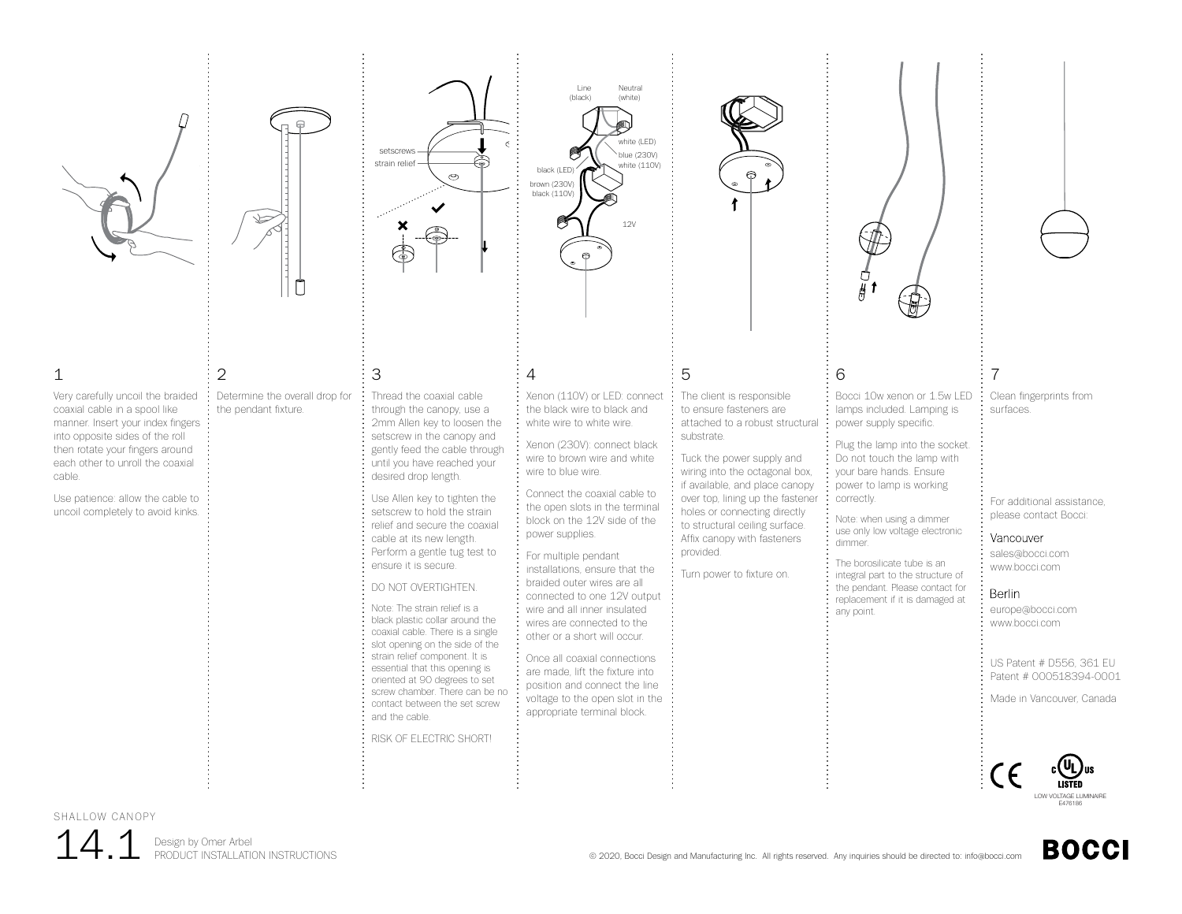## 1

Very carefully uncoil the braided coaxial cable in a spool like manner. Insert your index fingers into opposite sides of the roll then rotate your fingers around each other to unroll the coaxial cable.

Use patience: allow the cable to uncoil completely to avoid kinks.

## 2

Determine the overall drop for the pendant fixture.

## 3

setscrews
strain relief

Thread the coaxial cable through the canopy, use a 2mm Allen key to loosen the setscrew in the canopy and gently feed the cable through until you have reached your desired drop length.

Use Allen key to tighten the setscrew to hold the strain relief and secure the coaxial cable at its new length. Perform a gentle tug test to ensure it is secure.

DO NOT OVERTIGHTEN.

Note: The strain relief is a black plastic collar around the coaxial cable. There is a single slot opening on the side of the strain relief component. It is essential that this opening is oriented at 90 degrees to set screw chamber. There can be no contact between the set screw and the cable.

RISK OF ELECTRIC SHORT!

## 4

Line (black)
Neutral (white)
white (LED)
blue (230V)
white (110V)
black (LED)
brown (230V)
black (110V)
12V

Xenon (110V) or LED: connect the black wire to black and white wire to white wire.

Xenon (230V): connect black wire to brown wire and white wire to blue wire.

Connect the coaxial cable to the open slots in the terminal block on the 12V side of the power supplies.

For multiple pendant installations, ensure that the braided outer wires are all connected to one 12V output wire and all inner insulated wires are connected to the other or a short will occur.

Once all coaxial connections are made, lift the fixture into position and connect the line voltage to the open slot in the appropriate terminal block.

## 5

The client is responsible to ensure fasteners are attached to a robust structural substrate.

Tuck the power supply and wiring into the octagonal box, if available, and place canopy over top, lining up the fastener holes or connecting directly to structural ceiling surface. Affix canopy with fasteners provided.

Turn power to fixture on.

## 6

Bocci 10w xenon or 1.5w LED lamps included. Lamping is power supply specific.

Plug the lamp into the socket. Do not touch the lamp with your bare hands. Ensure power to lamp is working correctly.

Note: when using a dimmer use only low voltage electronic dimmer.

The borosilicate tube is an integral part to the structure of the pendant. Please contact for replacement if it is damaged at any point.

## 7

Clean fingerprints from surfaces.

For additional assistance, please contact Bocci:

Vancouver
sales@bocci.com
www.bocci.com

Berlin
europe@bocci.com
www.bocci.com

US Patent # D556, 361 EU Patent # 000518394-0001

Made in Vancouver, Canada

CE
c UL us LISTED
LOW VOLTAGE LUMINAIRE
E478186

SHALLOW CANOPY

# 14.1

Design by Omer Arbel
PRODUCT INSTALLATION INSTRUCTIONS

© 2020, Bocci Design and Manufacturing Inc. All rights reserved. Any inquiries should be directed to: info@bocci.com

**BOCCI**